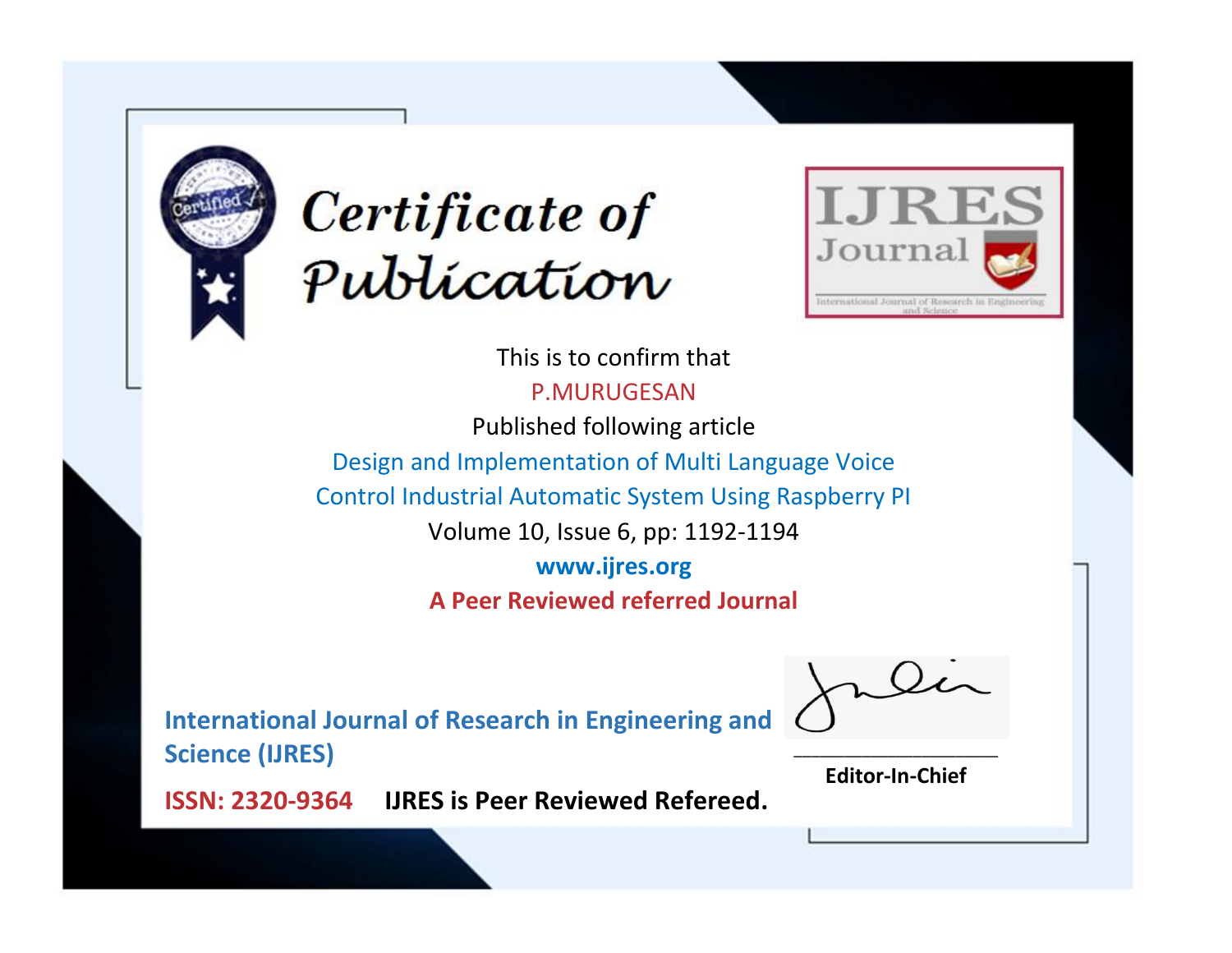# Certificate of Publication

IJRES Journal

International Journal of Research in Engineering and Science

This is to confirm that

P.MURUGESAN

Published following article

Design and Implementation of Multi Language Voice Control Industrial Automatic System Using Raspberry PI

Volume 10, Issue 6, pp: 1192-1194

**www.ijres.org**

**A Peer Reviewed referred Journal**

**International Journal of Research in Engineering and Science (IJRES)**

**ISSN: 2320-9364** **IJRES is Peer Reviewed Refereed.**

**Editor-In-Chief**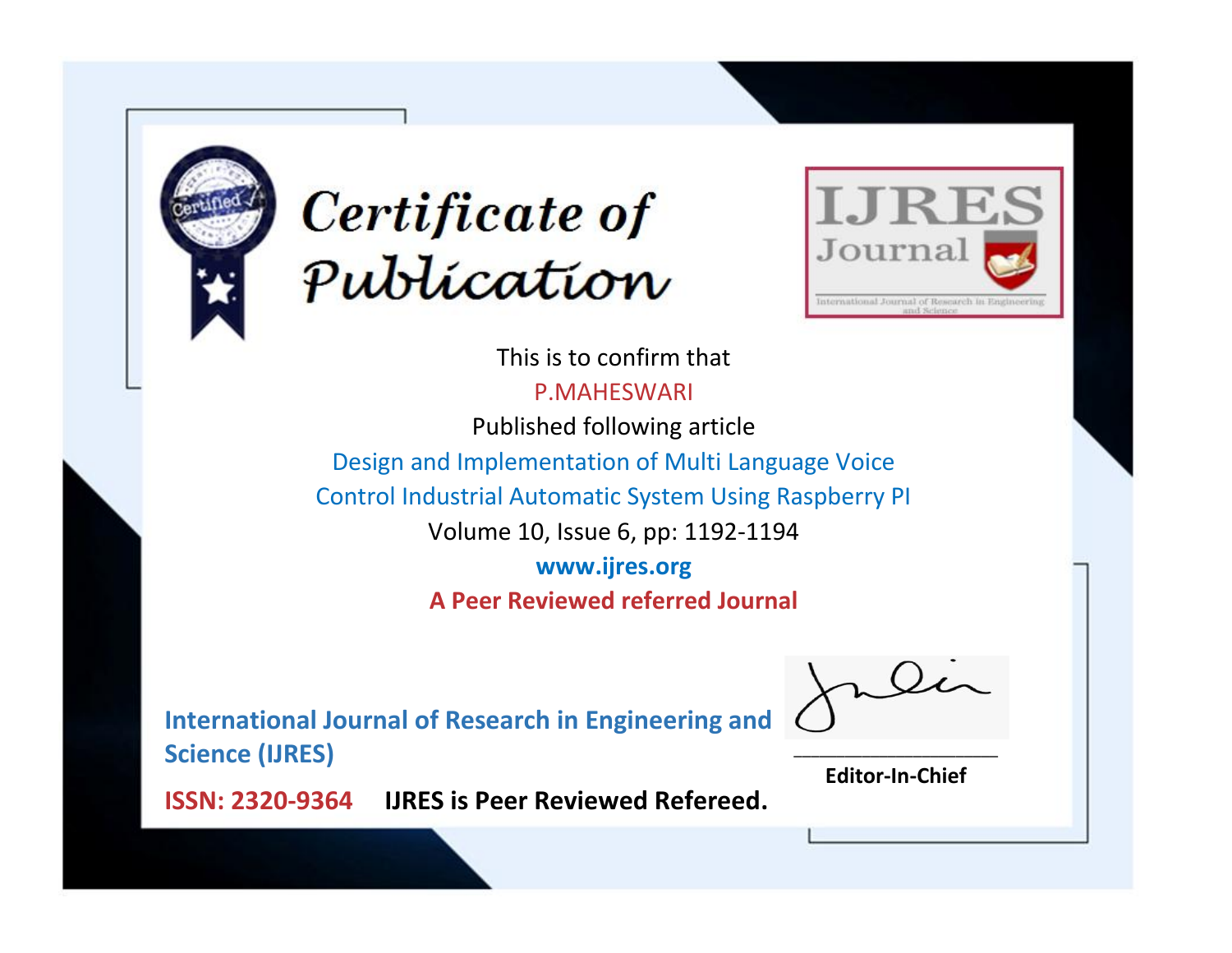# Certificate of Publication

IJRES Journal

International Journal of Research in Engineering and Science

This is to confirm that

P.MAHESWARI

Published following article

Design and Implementation of Multi Language Voice Control Industrial Automatic System Using Raspberry PI

Volume 10, Issue 6, pp: 1192-1194

**www.ijres.org**

**A Peer Reviewed referred Journal**

**International Journal of Research in Engineering and Science (IJRES)**

**ISSN: 2320-9364** **IJRES is Peer Reviewed Refereed.**

**Editor-In-Chief**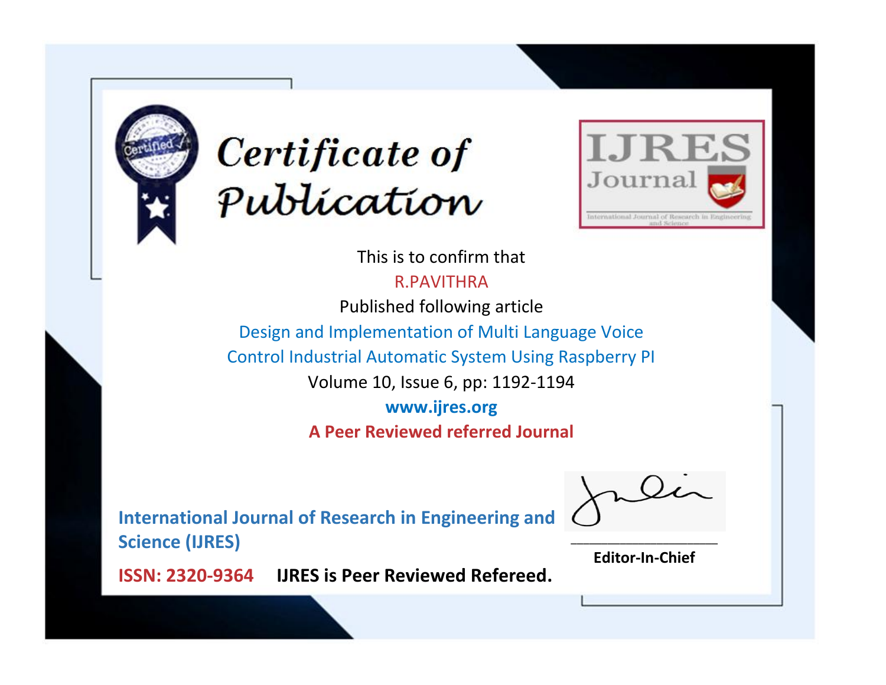# Certificate of Publication

**IJRES Journal**

International Journal of Research in Engineering and Science

This is to confirm that

R.PAVITHRA

Published following article

Design and Implementation of Multi Language Voice Control Industrial Automatic System Using Raspberry PI

Volume 10, Issue 6, pp: 1192-1194

**www.ijres.org**

**A Peer Reviewed referred Journal**

**International Journal of Research in Engineering and Science (IJRES)**

**ISSN: 2320-9364** **IJRES is Peer Reviewed Refereed.**

**Editor-In-Chief**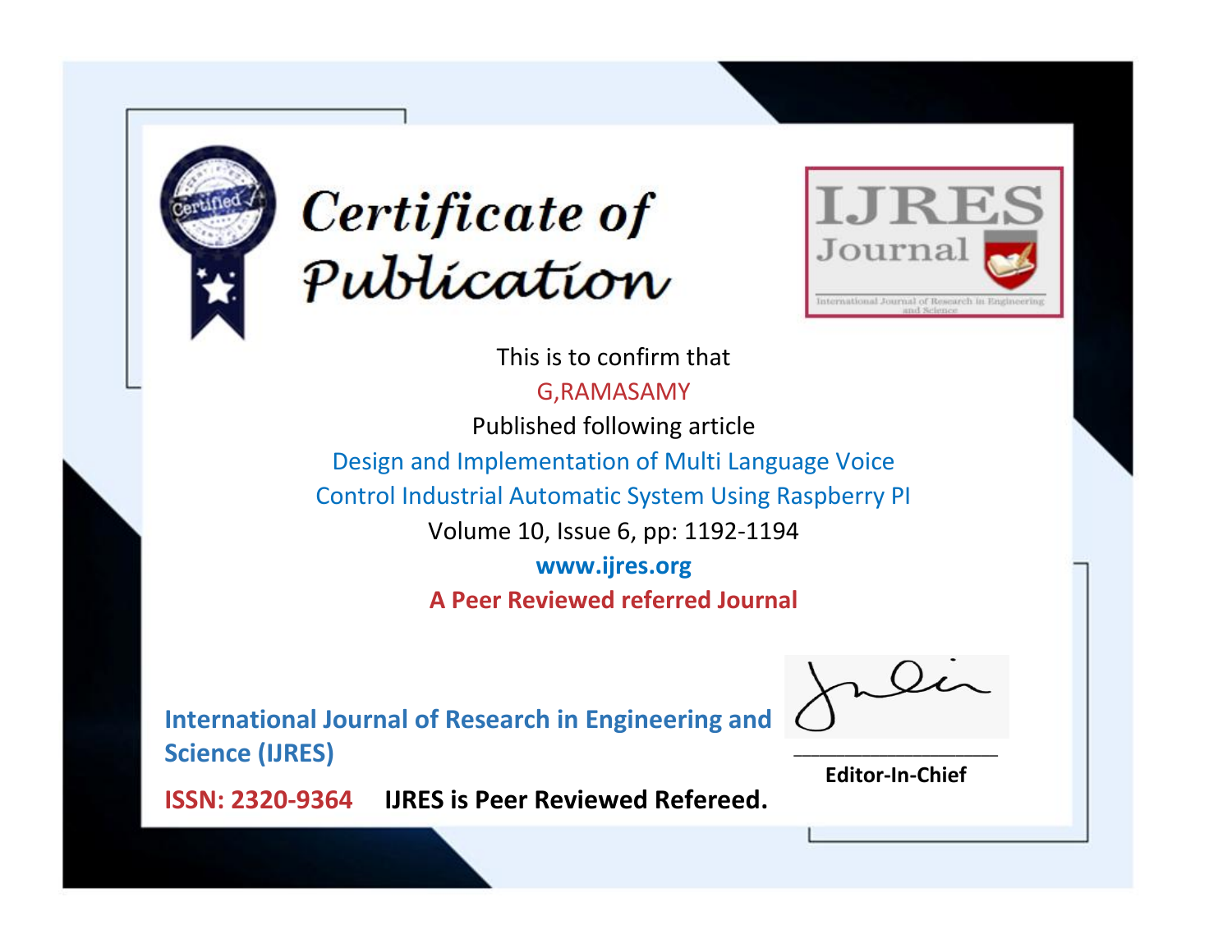# Certificate of Publication

**IJRES Journal**

International Journal of Research in Engineering and Science

This is to confirm that

G,RAMASAMY

Published following article

Design and Implementation of Multi Language Voice Control Industrial Automatic System Using Raspberry PI

Volume 10, Issue 6, pp: 1192-1194

**www.ijres.org**

**A Peer Reviewed referred Journal**

**International Journal of Research in Engineering and Science (IJRES)**

**ISSN: 2320-9364** **IJRES is Peer Reviewed Refereed.**

**Editor-In-Chief**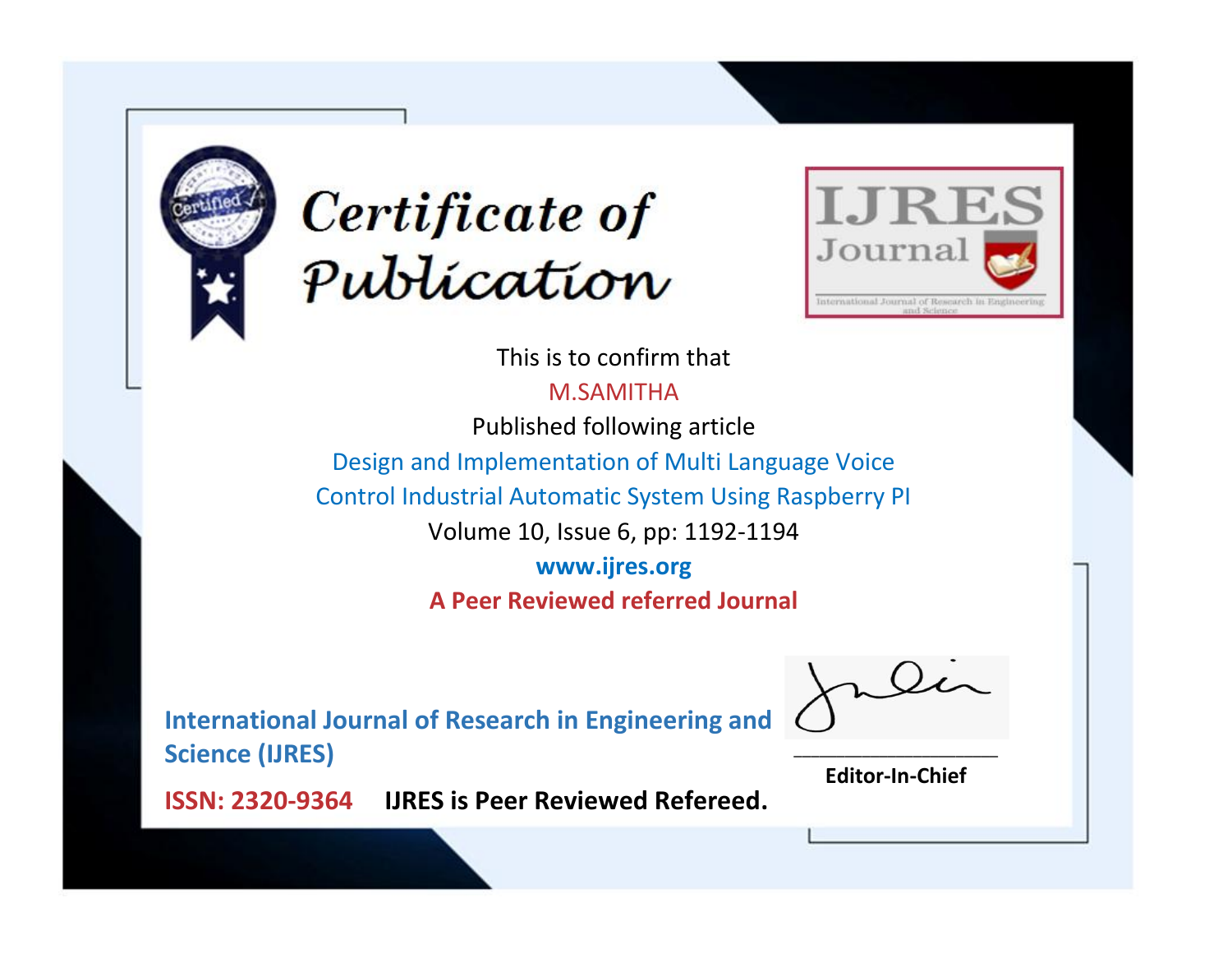# Certificate of Publication

IJRES Journal

International Journal of Research in Engineering and Science

This is to confirm that

M.SAMITHA

Published following article

Design and Implementation of Multi Language Voice Control Industrial Automatic System Using Raspberry PI

Volume 10, Issue 6, pp: 1192-1194

**www.ijres.org**

**A Peer Reviewed referred Journal**

**International Journal of Research in Engineering and Science (IJRES)**

**ISSN: 2320-9364** **IJRES is Peer Reviewed Refereed.**

**Editor-In-Chief**